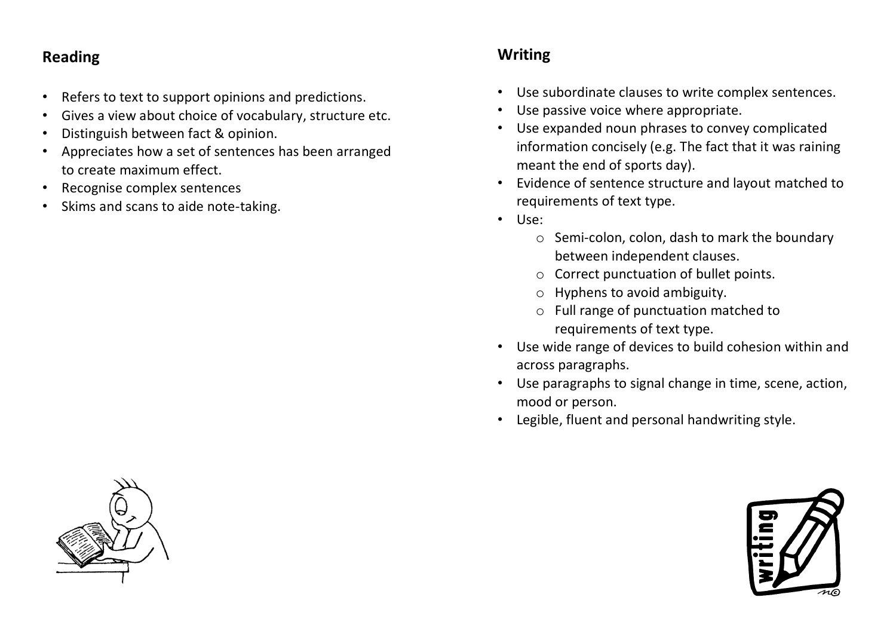## Reading

- Refers to text to support opinions and predictions.
- Gives a view about choice of vocabulary, structure etc.
- Distinguish between fact & opinion.
- Appreciates how a set of sentences has been arranged to create maximum effect.
- Recognise complex sentences
- Skims and scans to aide note-taking.

## Writing

- Use subordinate clauses to write complex sentences.
- Use passive voice where appropriate.
- Use expanded noun phrases to convey complicated information concisely (e.g. The fact that it was raining meant the end of sports day).
- Evidence of sentence structure and layout matched to requirements of text type.
- Use:
  - Semi-colon, colon, dash to mark the boundary between independent clauses.
  - Correct punctuation of bullet points.
  - Hyphens to avoid ambiguity.
  - Full range of punctuation matched to requirements of text type.
- Use wide range of devices to build cohesion within and across paragraphs.
- Use paragraphs to signal change in time, scene, action, mood or person.
- Legible, fluent and personal handwriting style.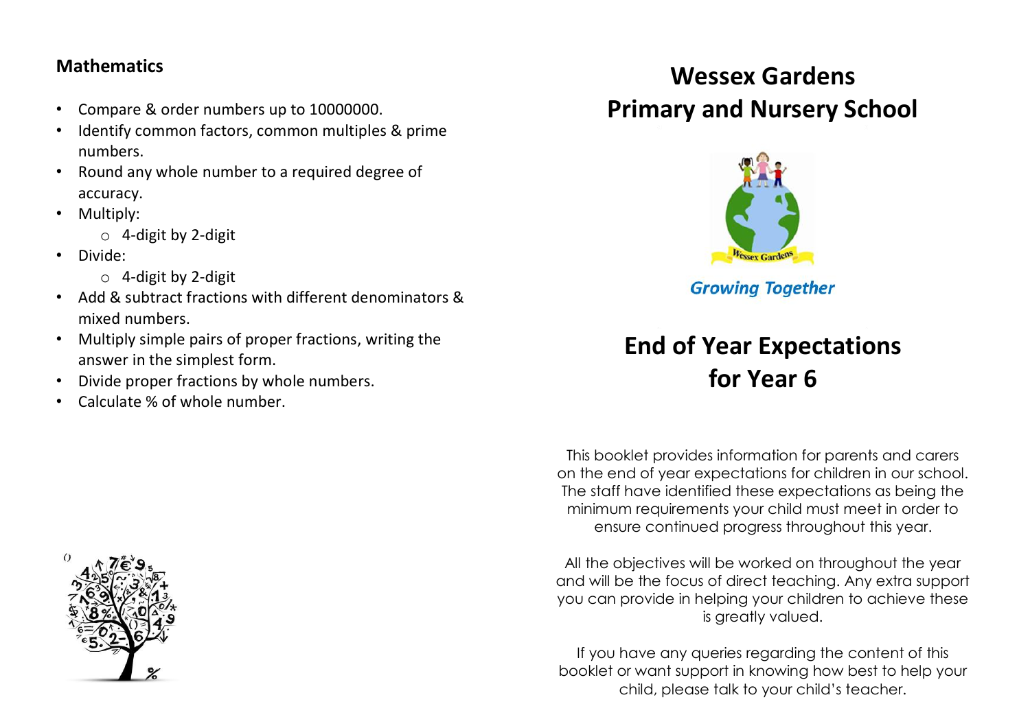## Mathematics

- Compare & order numbers up to 10000000.
- Identify common factors, common multiples & prime numbers.
- Round any whole number to a required degree of accuracy.
- Multiply:
  - 4-digit by 2-digit
- Divide:
  - 4-digit by 2-digit
- Add & subtract fractions with different denominators & mixed numbers.
- Multiply simple pairs of proper fractions, writing the answer in the simplest form.
- Divide proper fractions by whole numbers.
- Calculate % of whole number.

# Wessex Gardens Primary and Nursery School

*Growing Together*

# End of Year Expectations for Year 6

This booklet provides information for parents and carers on the end of year expectations for children in our school. The staff have identified these expectations as being the minimum requirements your child must meet in order to ensure continued progress throughout this year.

All the objectives will be worked on throughout the year and will be the focus of direct teaching. Any extra support you can provide in helping your children to achieve these is greatly valued.

If you have any queries regarding the content of this booklet or want support in knowing how best to help your child, please talk to your child's teacher.